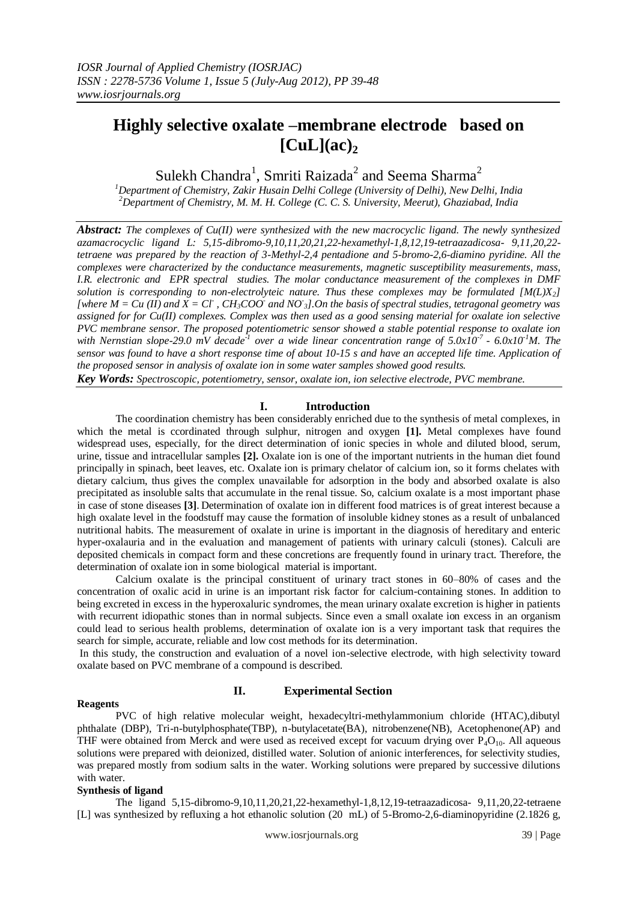# Highly selective oxalate –membrane electrode based on $[CuL](ac)_2$

Sulekh Chandra[1], Smriti Raizada[2] and Seema Sharma[2]

[1]Department of Chemistry, Zakir Husain Delhi College (University of Delhi), New Delhi, India
[2]Department of Chemistry, M. M. H. College (C. C. S. University, Meerut), Ghaziabad, India

***Abstract:*** *The complexes of Cu(II) were synthesized with the new macrocyclic ligand. The newly synthesized azamacrocyclic ligand L: 5,15-dibromo-9,10,11,20,21,22-hexamethyl-1,8,12,19-tetraazadicosa- 9,11,20,22-tetraene was prepared by the reaction of 3-Methyl-2,4 pentadione and 5-bromo-2,6-diamino pyridine. All the complexes were characterized by the conductance measurements, magnetic susceptibility measurements, mass, I.R. electronic and EPR spectral studies. The molar conductance measurement of the complexes in DMF solution is corresponding to non-electrolyteic nature. Thus these complexes may be formulated $[M(L)X_2]$ [where M = Cu (II) and X = $Cl^-$, $CH_3COO^-$ and $NO^-_3$]. On the basis of spectral studies, tetragonal geometry was assigned for for Cu(II) complexes. Complex was then used as a good sensing material for oxalate ion selective PVC membrane sensor. The proposed potentiometric sensor showed a stable potential response to oxalate ion with Nernstian slope-29.0 mV decade$^{-1}$ over a wide linear concentration range of $5.0x10^{-7}$ - $6.0x10^{-1}$M. The sensor was found to have a short response time of about 10-15 s and have an accepted life time. Application of the proposed sensor in analysis of oxalate ion in some water samples showed good results.*

***Key Words:*** *Spectroscopic, potentiometry, sensor, oxalate ion, ion selective electrode, PVC membrane.*

## I. Introduction

The coordination chemistry has been considerably enriched due to the synthesis of metal complexes, in which the metal is ccordinated through sulphur, nitrogen and oxygen **[1].** Metal complexes have found widespread uses, especially, for the direct determination of ionic species in whole and diluted blood, serum, urine, tissue and intracellular samples **[2].** Oxalate ion is one of the important nutrients in the human diet found principally in spinach, beet leaves, etc. Oxalate ion is primary chelator of calcium ion, so it forms chelates with dietary calcium, thus gives the complex unavailable for adsorption in the body and absorbed oxalate is also precipitated as insoluble salts that accumulate in the renal tissue. So, calcium oxalate is a most important phase in case of stone diseases **[3]**. Determination of oxalate ion in different food matrices is of great interest because a high oxalate level in the foodstuff may cause the formation of insoluble kidney stones as a result of unbalanced nutritional habits. The measurement of oxalate in urine is important in the diagnosis of hereditary and enteric hyper-oxalauria and in the evaluation and management of patients with urinary calculi (stones). Calculi are deposited chemicals in compact form and these concretions are frequently found in urinary tract. Therefore, the determination of oxalate ion in some biological material is important.

Calcium oxalate is the principal constituent of urinary tract stones in 60–80% of cases and the concentration of oxalic acid in urine is an important risk factor for calcium-containing stones. In addition to being excreted in excess in the hyperoxaluric syndromes, the mean urinary oxalate excretion is higher in patients with recurrent idiopathic stones than in normal subjects. Since even a small oxalate ion excess in an organism could lead to serious health problems, determination of oxalate ion is a very important task that requires the search for simple, accurate, reliable and low cost methods for its determination.

In this study, the construction and evaluation of a novel ion-selective electrode, with high selectivity toward oxalate based on PVC membrane of a compound is described.

## II. Experimental Section

### Reagents

PVC of high relative molecular weight, hexadecyltri-methylammonium chloride (HTAC),dibutyl phthalate (DBP), Tri-n-butylphosphate(TBP), n-butylacetate(BA), nitrobenzene(NB), Acetophenone(AP) and THF were obtained from Merck and were used as received except for vacuum drying over $P_4O_{10}$. All aqueous solutions were prepared with deionized, distilled water. Solution of anionic interferences, for selectivity studies, was prepared mostly from sodium salts in the water. Working solutions were prepared by successive dilutions with water.

### Synthesis of ligand

The ligand 5,15-dibromo-9,10,11,20,21,22-hexamethyl-1,8,12,19-tetraazadicosa- 9,11,20,22-tetraene [L] was synthesized by refluxing a hot ethanolic solution (20 mL) of 5-Bromo-2,6-diaminopyridine (2.1826 g,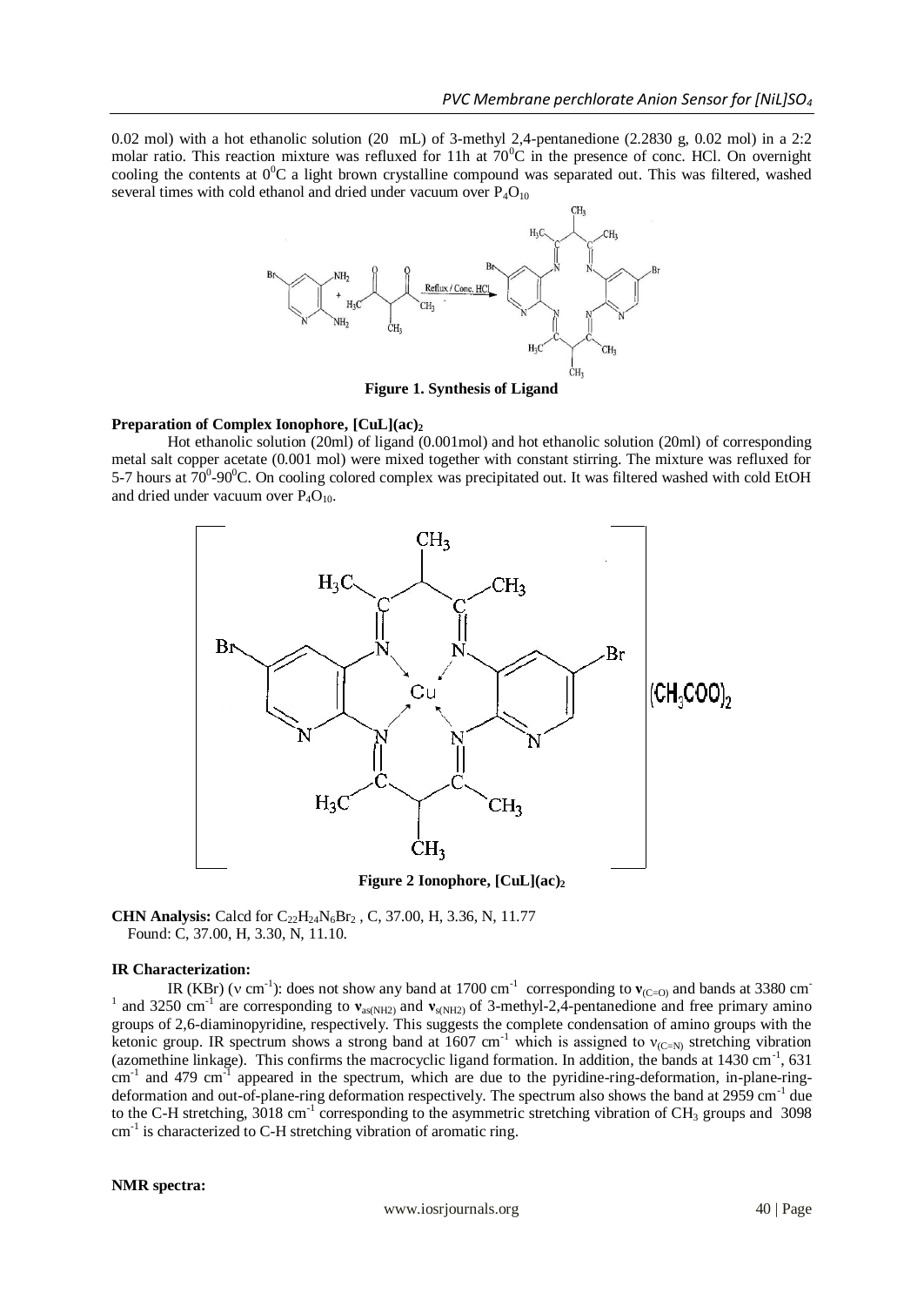0.02 mol) with a hot ethanolic solution (20 mL) of 3-methyl 2,4-pentanedione (2.2830 g, 0.02 mol) in a 2:2 molar ratio. This reaction mixture was refluxed for 11h at $70^0C$ in the presence of conc. HCl. On overnight cooling the contents at $0^0C$ a light brown crystalline compound was separated out. This was filtered, washed several times with cold ethanol and dried under vacuum over $P_4O_{10}$

**Figure 1. Synthesis of Ligand**

**Preparation of Complex Ionophore, $[CuL](ac)_2$**

Hot ethanolic solution (20ml) of ligand (0.001mol) and hot ethanolic solution (20ml) of corresponding metal salt copper acetate (0.001 mol) were mixed together with constant stirring. The mixture was refluxed for 5-7 hours at $70^0$-$90^0C$. On cooling colored complex was precipitated out. It was filtered washed with cold EtOH and dried under vacuum over $P_4O_{10}$.

**Figure 2 Ionophore, $[CuL](ac)_2$**

**CHN Analysis:** Calcd for $C_{22}H_{24}N_6Br_2$ , C, 37.00, H, 3.36, N, 11.77
Found: C, 37.00, H, 3.30, N, 11.10.

**IR Characterization:**

IR (KBr) (ν $cm^{-1}$): does not show any band at 1700 $cm^{-1}$ corresponding to $\mathbf{v}_{(C=O)}$ and bands at 3380 $cm^{-1}$ and 3250 $cm^{-1}$ are corresponding to $\mathbf{v}_{as(NH2)}$ and $\mathbf{v}_{s(NH2)}$ of 3-methyl-2,4-pentanedione and free primary amino groups of 2,6-diaminopyridine, respectively. This suggests the complete condensation of amino groups with the ketonic group. IR spectrum shows a strong band at 1607 $cm^{-1}$ which is assigned to $\nu_{(C=N)}$ stretching vibration (azomethine linkage). This confirms the macrocyclic ligand formation. In addition, the bands at 1430 $cm^{-1}$, 631 $cm^{-1}$ and 479 $cm^{-1}$ appeared in the spectrum, which are due to the pyridine-ring-deformation, in-plane-ring-deformation and out-of-plane-ring deformation respectively. The spectrum also shows the band at 2959 $cm^{-1}$ due to the C-H stretching, 3018 $cm^{-1}$ corresponding to the asymmetric stretching vibration of $CH_3$ groups and 3098 $cm^{-1}$ is characterized to C-H stretching vibration of aromatic ring.

**NMR spectra:**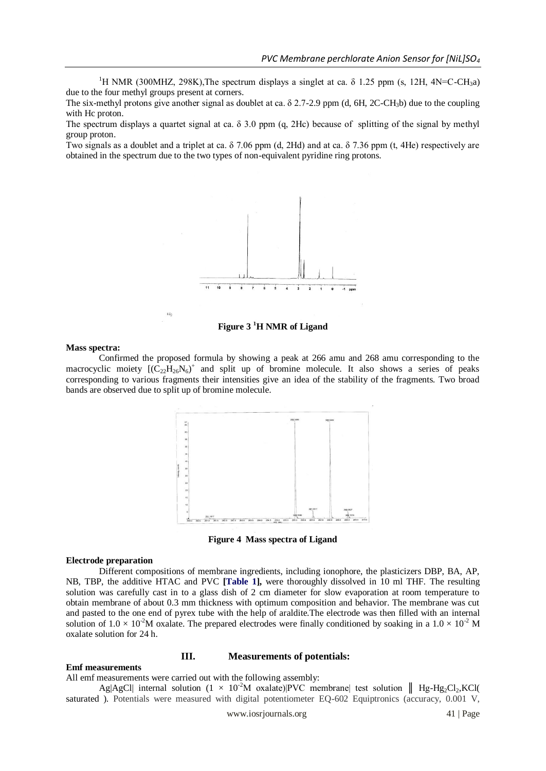$^1$H NMR (300MHZ, 298K),The spectrum displays a singlet at ca. δ 1.25 ppm (s, 12H, 4N=C-$CH_3$a) due to the four methyl groups present at corners.

The six-methyl protons give another signal as doublet at ca. δ 2.7-2.9 ppm (d, 6H, 2C-$CH_3$b) due to the coupling with Hc proton.

The spectrum displays a quartet signal at ca. δ 3.0 ppm (q, 2Hc) because of splitting of the signal by methyl group proton.

Two signals as a doublet and a triplet at ca. δ 7.06 ppm (d, 2Hd) and at ca. δ 7.36 ppm (t, 4He) respectively are obtained in the spectrum due to the two types of non-equivalent pyridine ring protons.

**Figure 3 $^1$H NMR of Ligand**

**Mass spectra:**

Confirmed the proposed formula by showing a peak at 266 amu and 268 amu corresponding to the macrocyclic moiety $[(C_{22}H_{26}N_6)^+$ and split up of bromine molecule. It also shows a series of peaks corresponding to various fragments their intensities give an idea of the stability of the fragments. Two broad bands are observed due to split up of bromine molecule.

**Figure 4 Mass spectra of Ligand**

**Electrode preparation**

Different compositions of membrane ingredients, including ionophore, the plasticizers DBP, BA, AP, NB, TBP, the additive HTAC and PVC **[Table 1],** were thoroughly dissolved in 10 ml THF. The resulting solution was carefully cast in to a glass dish of 2 cm diameter for slow evaporation at room temperature to obtain membrane of about 0.3 mm thickness with optimum composition and behavior. The membrane was cut and pasted to the one end of pyrex tube with the help of araldite.The electrode was then filled with an internal solution of $1.0 \times 10^{-2}$M oxalate. The prepared electrodes were finally conditioned by soaking in a $1.0 \times 10^{-2}$ M oxalate solution for 24 h.

## III. Measurements of potentials:

**Emf measurements**

All emf measurements were carried out with the following assembly:

Ag|AgCl| internal solution ($1 \times 10^{-2}$M oxalate)|PVC membrane| test solution ‖ Hg-$Hg_2Cl_2$,KCl( saturated ). Potentials were measured with digital potentiometer EQ-602 Equiptronics (accuracy, 0.001 V,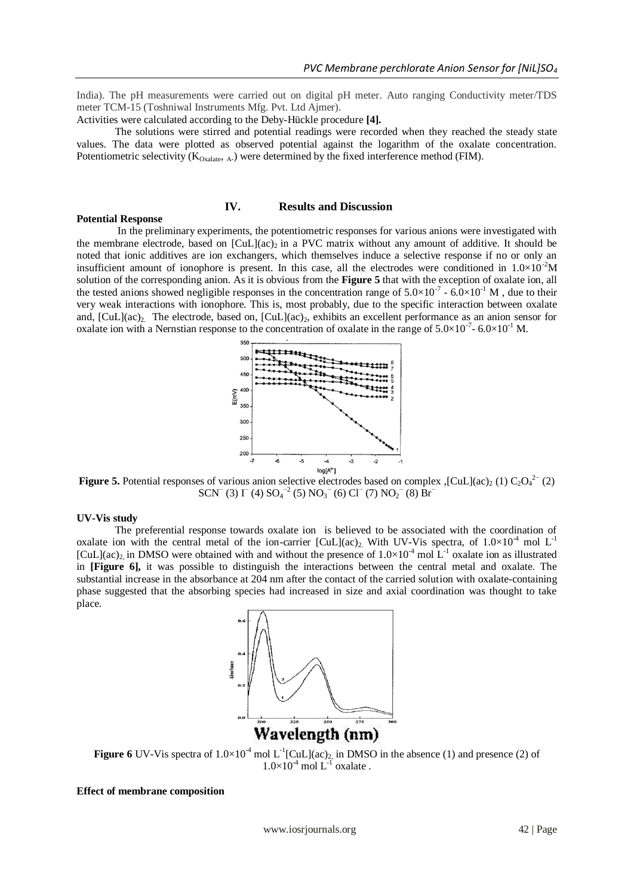India). The pH measurements were carried out on digital pH meter. Auto ranging Conductivity meter/TDS meter TCM-15 (Toshniwal Instruments Mfg. Pvt. Ltd Ajmer).

Activities were calculated according to the Deby-Hückle procedure **[4].**

The solutions were stirred and potential readings were recorded when they reached the steady state values. The data were plotted as observed potential against the logarithm of the oxalate concentration. Potentiometric selectivity ($K_{Oxalate, A-}$) were determined by the fixed interference method (FIM).

## IV. Results and Discussion

**Potential Response**

In the preliminary experiments, the potentiometric responses for various anions were investigated with the membrane electrode, based on $[CuL](ac)_2$ in a PVC matrix without any amount of additive. It should be noted that ionic additives are ion exchangers, which themselves induce a selective response if no or only an insufficient amount of ionophore is present. In this case, all the electrodes were conditioned in $1.0\times10^{-2}$M solution of the corresponding anion. As it is obvious from the **Figure 5** that with the exception of oxalate ion, all the tested anions showed negligible responses in the concentration range of $5.0\times10^{-7}$ - $6.0\times10^{-1}$ M , due to their very weak interactions with ionophore. This is, most probably, due to the specific interaction between oxalate and, $[CuL](ac)_2$. The electrode, based on, $[CuL](ac)_2$, exhibits an excellent performance as an anion sensor for oxalate ion with a Nernstian response to the concentration of oxalate in the range of $5.0\times10^{-7}$- $6.0\times10^{-1}$ M.

**Figure 5.** Potential responses of various anion selective electrodes based on complex ,$[CuL](ac)_2$ (1) $C_2O_4^{2-}$ (2) $SCN^-$ (3) $I^-$ (4) $SO_4^{-2}$ (5) $NO_3^-$ (6) $Cl^-$ (7) $NO_2^-$ (8) $Br^-$

**UV-Vis study**

The preferential response towards oxalate ion is believed to be associated with the coordination of oxalate ion with the central metal of the ion-carrier $[CuL](ac)_2$. With UV-Vis spectra, of $1.0\times10^{-4}$ mol $L^{-1}$ $[CuL](ac)_2$ in DMSO were obtained with and without the presence of $1.0\times10^{-4}$ mol $L^{-1}$ oxalate ion as illustrated in **[Figure 6],** it was possible to distinguish the interactions between the central metal and oxalate. The substantial increase in the absorbance at 204 nm after the contact of the carried solution with oxalate-containing phase suggested that the absorbing species had increased in size and axial coordination was thought to take place.

**Figure 6** UV-Vis spectra of $1.0\times10^{-4}$ mol $L^{-1}$$[CuL](ac)_2$ in DMSO in the absence (1) and presence (2) of $1.0\times10^{-4}$ mol $L^{-1}$ oxalate .

**Effect of membrane composition**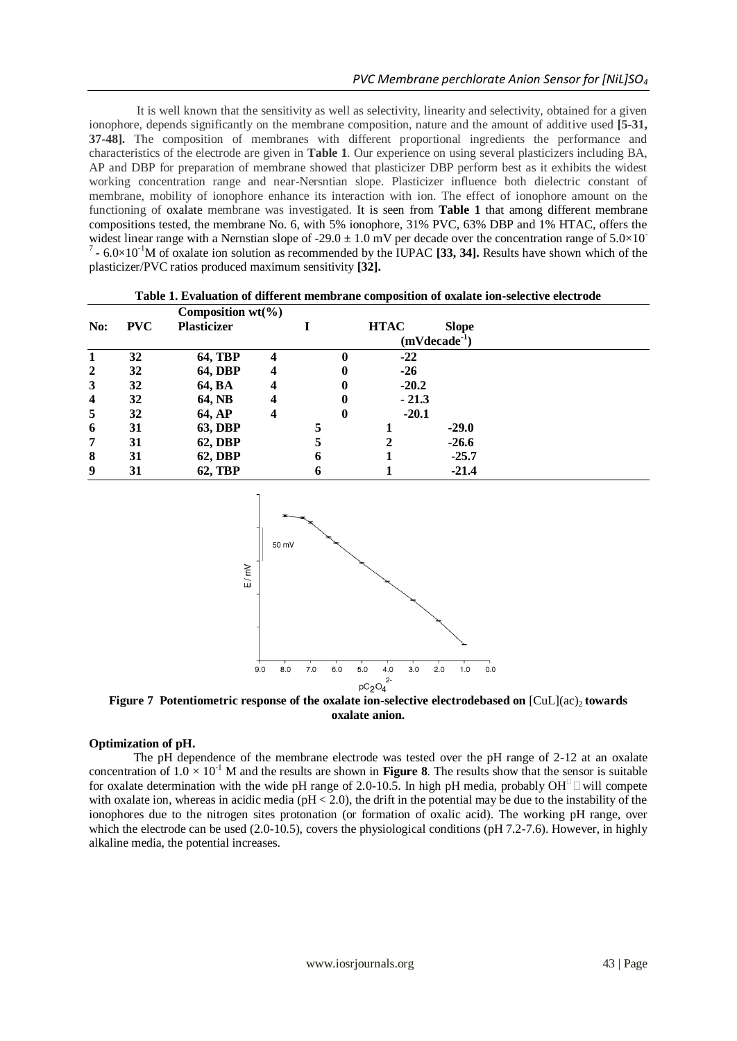It is well known that the sensitivity as well as selectivity, linearity and selectivity, obtained for a given ionophore, depends significantly on the membrane composition, nature and the amount of additive used **[5-31, 37-48].** The composition of membranes with different proportional ingredients the performance and characteristics of the electrode are given in **Table 1**. Our experience on using several plasticizers including BA, AP and DBP for preparation of membrane showed that plasticizer DBP perform best as it exhibits the widest working concentration range and near-Nersntian slope. Plasticizer influence both dielectric constant of membrane, mobility of ionophore enhance its interaction with ion. The effect of ionophore amount on the functioning of oxalate membrane was investigated. It is seen from **Table 1** that among different membrane compositions tested, the membrane No. 6, with 5% ionophore, 31% PVC, 63% DBP and 1% HTAC, offers the widest linear range with a Nernstian slope of $-29.0 \pm 1.0$ mV per decade over the concentration range of $5.0\times10^{-7}$ - $6.0\times10^{-1}$M of oxalate ion solution as recommended by the IUPAC **[33, 34].** Results have shown which of the plasticizer/PVC ratios produced maximum sensitivity **[32].**

**Table 1. Evaluation of different membrane composition of oxalate ion-selective electrode**

| No: | Composition wt(%) | | | | Slope |
|---|---|---|---|---|---|
| | PVC | Plasticizer | I | HTAC | ($mVdecade^{-1}$) |
| **1** | **32** | **64, TBP** | **4** | **0** | **-22** |
| **2** | **32** | **64, DBP** | **4** | **0** | **-26** |
| **3** | **32** | **64, BA** | **4** | **0** | **-20.2** |
| **4** | **32** | **64, NB** | **4** | **0** | **- 21.3** |
| **5** | **32** | **64, AP** | **4** | **0** | **-20.1** |
| **6** | **31** | **63, DBP** | **5** | **1** | **-29.0** |
| **7** | **31** | **62, DBP** | **5** | **2** | **-26.6** |
| **8** | **31** | **62, DBP** | **6** | **1** | **-25.7** |
| **9** | **31** | **62, TBP** | **6** | **1** | **-21.4** |

**Figure 7 Potentiometric response of the oxalate ion-selective electrodebased on** $[CuL](ac)_2$ **towards oxalate anion.**

#### Optimization of pH.

The pH dependence of the membrane electrode was tested over the pH range of 2-12 at an oxalate concentration of $1.0 \times 10^{-1}$ M and the results are shown in **Figure 8**. The results show that the sensor is suitable for oxalate determination with the wide pH range of 2.0-10.5. In high pH media, probably $OH^{-}$ will compete with oxalate ion, whereas in acidic media (pH < 2.0), the drift in the potential may be due to the instability of the ionophores due to the nitrogen sites protonation (or formation of oxalic acid). The working pH range, over which the electrode can be used (2.0-10.5), covers the physiological conditions (pH 7.2-7.6). However, in highly alkaline media, the potential increases.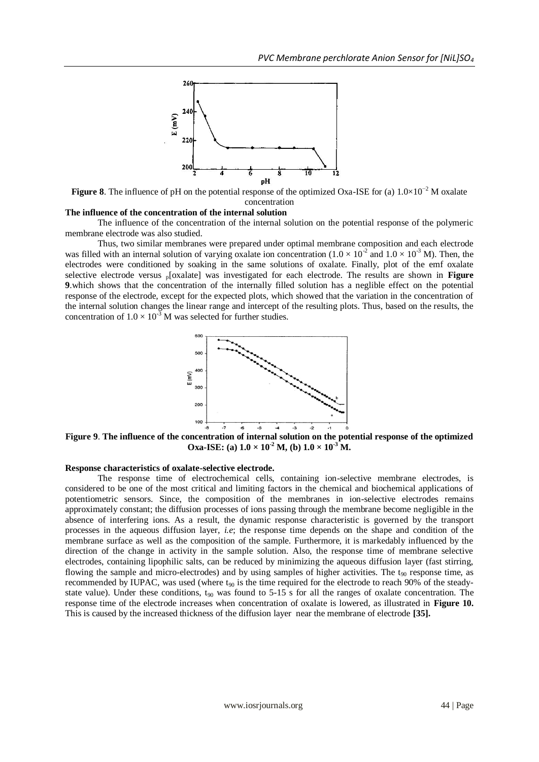**Figure 8**. The influence of pH on the potential response of the optimized Oxa-ISE for (a) $1.0\times10^{-2}$ M oxalate concentration

**The influence of the concentration of the internal solution**

The influence of the concentration of the internal solution on the potential response of the polymeric membrane electrode was also studied.

Thus, two similar membranes were prepared under optimal membrane composition and each electrode was filled with an internal solution of varying oxalate ion concentration ($1.0 \times 10^{-2}$ and $1.0 \times 10^{-3}$ M). Then, the electrodes were conditioned by soaking in the same solutions of oxalate. Finally, plot of the emf oxalate selective electrode versus $_p$[oxalate] was investigated for each electrode. The results are shown in **Figure 9**.which shows that the concentration of the internally filled solution has a neglible effect on the potential response of the electrode, except for the expected plots, which showed that the variation in the concentration of the internal solution changes the linear range and intercept of the resulting plots. Thus, based on the results, the concentration of $1.0 \times 10^{-3}$ M was selected for further studies.

**Figure 9**. **The influence of the concentration of internal solution on the potential response of the optimized Oxa-ISE: (a) $1.0 \times 10^{-2}$ M, (b) $1.0 \times 10^{-3}$ M.**

**Response characteristics of oxalate-selective electrode.**

The response time of electrochemical cells, containing ion-selective membrane electrodes, is considered to be one of the most critical and limiting factors in the chemical and biochemical applications of potentiometric sensors. Since, the composition of the membranes in ion-selective electrodes remains approximately constant; the diffusion processes of ions passing through the membrane become negligible in the absence of interfering ions. As a result, the dynamic response characteristic is governed by the transport processes in the aqueous diffusion layer, *i.e*; the response time depends on the shape and condition of the membrane surface as well as the composition of the sample. Furthermore, it is markedably influenced by the direction of the change in activity in the sample solution. Also, the response time of membrane selective electrodes, containing lipophilic salts, can be reduced by minimizing the aqueous diffusion layer (fast stirring, flowing the sample and micro-electrodes) and by using samples of higher activities. The $t_{90}$ response time, as recommended by IUPAC, was used (where $t_{90}$ is the time required for the electrode to reach 90% of the steady-state value). Under these conditions, $t_{90}$ was found to 5-15 s for all the ranges of oxalate concentration. The response time of the electrode increases when concentration of oxalate is lowered, as illustrated in **Figure 10.** This is caused by the increased thickness of the diffusion layer near the membrane of electrode **[35].**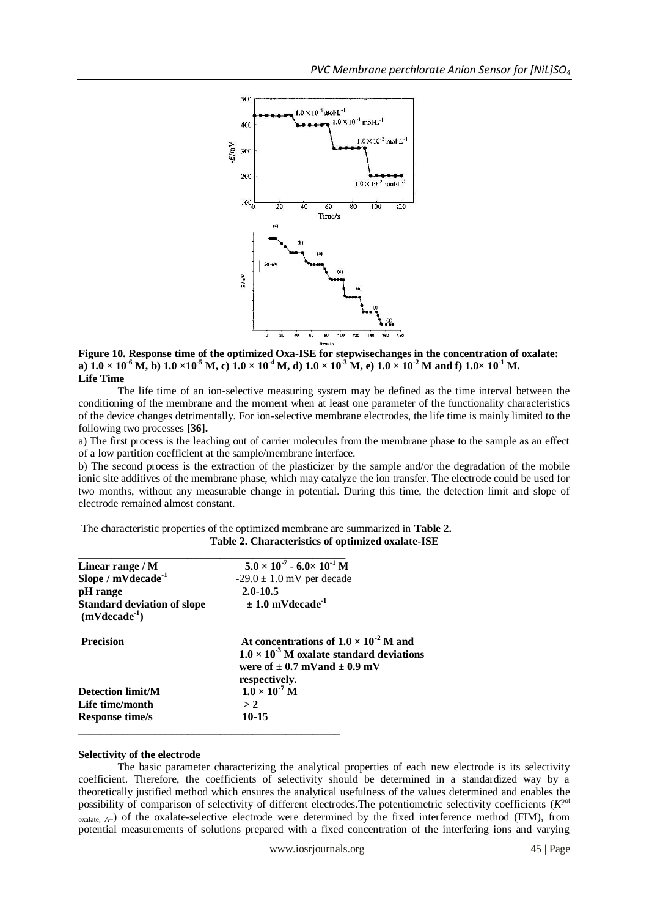**Figure 10. Response time of the optimized Oxa-ISE for stepwisechanges in the concentration of oxalate: a) $1.0 \times 10^{-6}$ M, b) $1.0 \times 10^{-5}$ M, c) $1.0 \times 10^{-4}$ M, d) $1.0 \times 10^{-3}$ M, e) $1.0 \times 10^{-2}$ M and f) $1.0\times 10^{-1}$ M.**

**Life Time**

The life time of an ion-selective measuring system may be defined as the time interval between the conditioning of the membrane and the moment when at least one parameter of the functionality characteristics of the device changes detrimentally. For ion-selective membrane electrodes, the life time is mainly limited to the following two processes **[36].**

a) The first process is the leaching out of carrier molecules from the membrane phase to the sample as an effect of a low partition coefficient at the sample/membrane interface.

b) The second process is the extraction of the plasticizer by the sample and/or the degradation of the mobile ionic site additives of the membrane phase, which may catalyze the ion transfer. The electrode could be used for two months, without any measurable change in potential. During this time, the detection limit and slope of electrode remained almost constant.

The characteristic properties of the optimized membrane are summarized in **Table 2.**

**Table 2. Characteristics of optimized oxalate-ISE**

| | |
|---|---|
| **Linear range / M** | **$5.0 \times 10^{-7}$ - $6.0\times 10^{-1}$ M** |
| **Slope / mVdecade$^{-1}$** | $-29.0 \pm 1.0$ mV per decade |
| **pH range** | **2.0-10.5** |
| **Standard deviation of slope (mVdecade$^{-1}$)** | **$\pm$ 1.0 mVdecade$^{-1}$** |
| **Precision** | **At concentrations of $1.0 \times 10^{-2}$ M and $1.0 \times 10^{-3}$ M oxalate standard deviations were of $\pm$ 0.7 mVand $\pm$ 0.9 mV respectively.** |
| **Detection limit/M** | **$1.0 \times 10^{-7}$ M** |
| **Life time/month** | **> 2** |
| **Response time/s** | **10-15** |

**Selectivity of the electrode**

The basic parameter characterizing the analytical properties of each new electrode is its selectivity coefficient. Therefore, the coefficients of selectivity should be determined in a standardized way by a theoretically justified method which ensures the analytical usefulness of the values determined and enables the possibility of comparison of selectivity of different electrodes.The potentiometric selectivity coefficients ($K^{pot}_{oxalate,\ A^-}$) of the oxalate-selective electrode were determined by the fixed interference method (FIM), from potential measurements of solutions prepared with a fixed concentration of the interfering ions and varying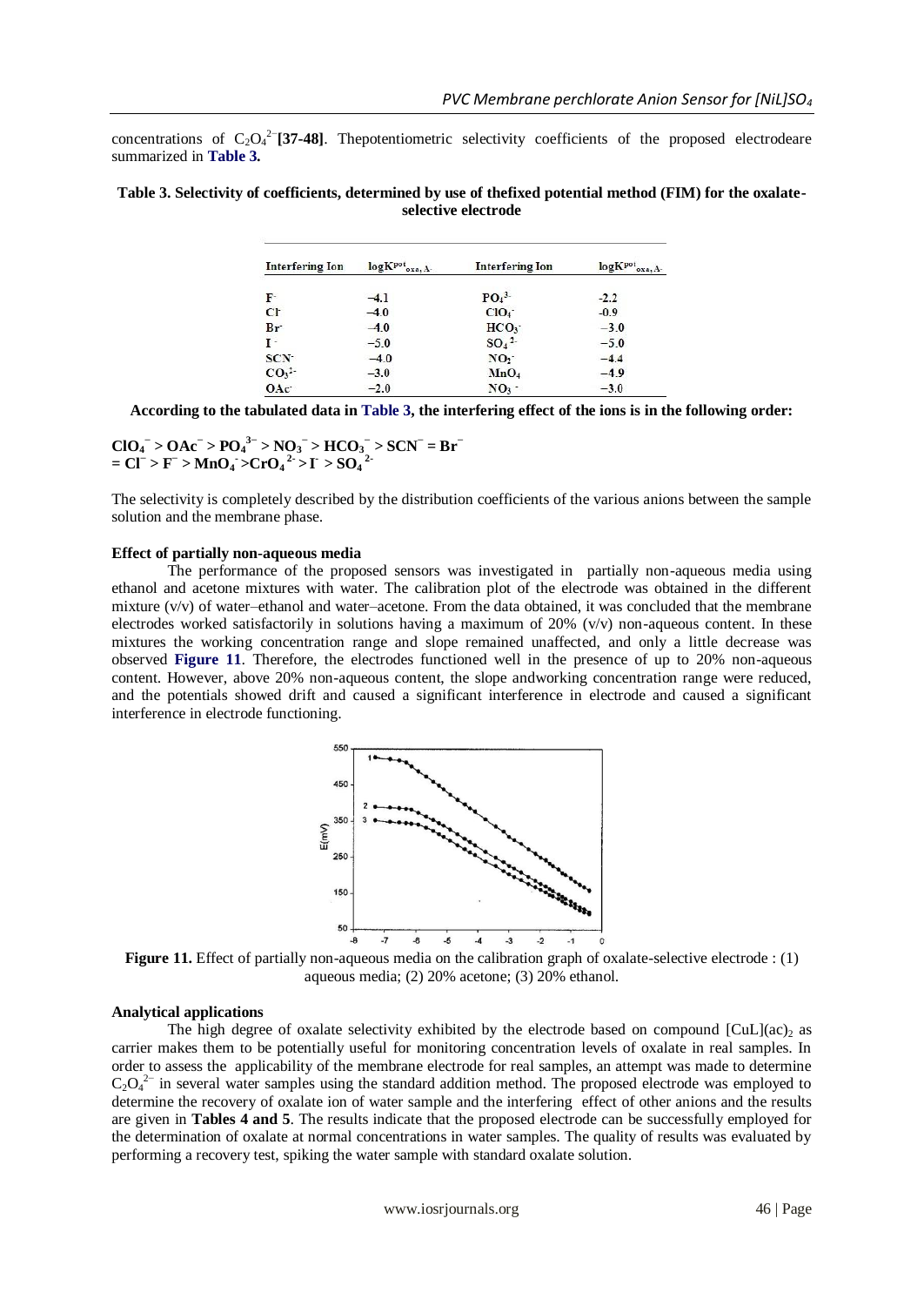concentrations of $C_2O_4^{2-}$ **[37-48]**. Thepotentiometric selectivity coefficients of the proposed electrodeare summarized in **Table 3.**

**Table 3. Selectivity of coefficients, determined by use of thefixed potential method (FIM) for the oxalate-selective electrode**

| Interfering Ion | $\log K^{pot}_{oxa,A^-}$ | Interfering Ion | $\log K^{pot}_{oxa,A^-}$ |
|---|---|---|---|
| $F^-$ | −4.1 | $PO_4^{3-}$ | -2.2 |
| $Cl^-$ | −4.0 | $ClO_4^-$ | -0.9 |
| $Br^-$ | −4.0 | $HCO_3^-$ | −3.0 |
| $I^-$ | −5.0 | $SO_4^{2-}$ | −5.0 |
| $SCN^-$ | −4.0 | $NO_2^-$ | −4.4 |
| $CO_3^{2-}$ | −3.0 | $MnO_4$ | −4.9 |
| $OAc^-$ | −2.0 | $NO_3^-$ | −3.0 |

**According to the tabulated data in Table 3, the interfering effect of the ions is in the following order:**

$ClO_4^- > OAc^- > PO_4^{3-} > NO_3^- > HCO_3^- > SCN^- = Br^- = Cl^- > F^- > MnO_4^- > CrO_4^{2-} > I^- > SO_4^{2-}$

The selectivity is completely described by the distribution coefficients of the various anions between the sample solution and the membrane phase.

**Effect of partially non-aqueous media**

The performance of the proposed sensors was investigated in partially non-aqueous media using ethanol and acetone mixtures with water. The calibration plot of the electrode was obtained in the different mixture (v/v) of water–ethanol and water–acetone. From the data obtained, it was concluded that the membrane electrodes worked satisfactorily in solutions having a maximum of 20% (v/v) non-aqueous content. In these mixtures the working concentration range and slope remained unaffected, and only a little decrease was observed **Figure 11**. Therefore, the electrodes functioned well in the presence of up to 20% non-aqueous content. However, above 20% non-aqueous content, the slope andworking concentration range were reduced, and the potentials showed drift and caused a significant interference in electrode and caused a significant interference in electrode functioning.

**Figure 11.** Effect of partially non-aqueous media on the calibration graph of oxalate-selective electrode : (1) aqueous media; (2) 20% acetone; (3) 20% ethanol.

**Analytical applications**

The high degree of oxalate selectivity exhibited by the electrode based on compound $[CuL](ac)_2$ as carrier makes them to be potentially useful for monitoring concentration levels of oxalate in real samples. In order to assess the applicability of the membrane electrode for real samples, an attempt was made to determine $C_2O_4^{2-}$ in several water samples using the standard addition method. The proposed electrode was employed to determine the recovery of oxalate ion of water sample and the interfering effect of other anions and the results are given in **Tables 4 and 5**. The results indicate that the proposed electrode can be successfully employed for the determination of oxalate at normal concentrations in water samples. The quality of results was evaluated by performing a recovery test, spiking the water sample with standard oxalate solution.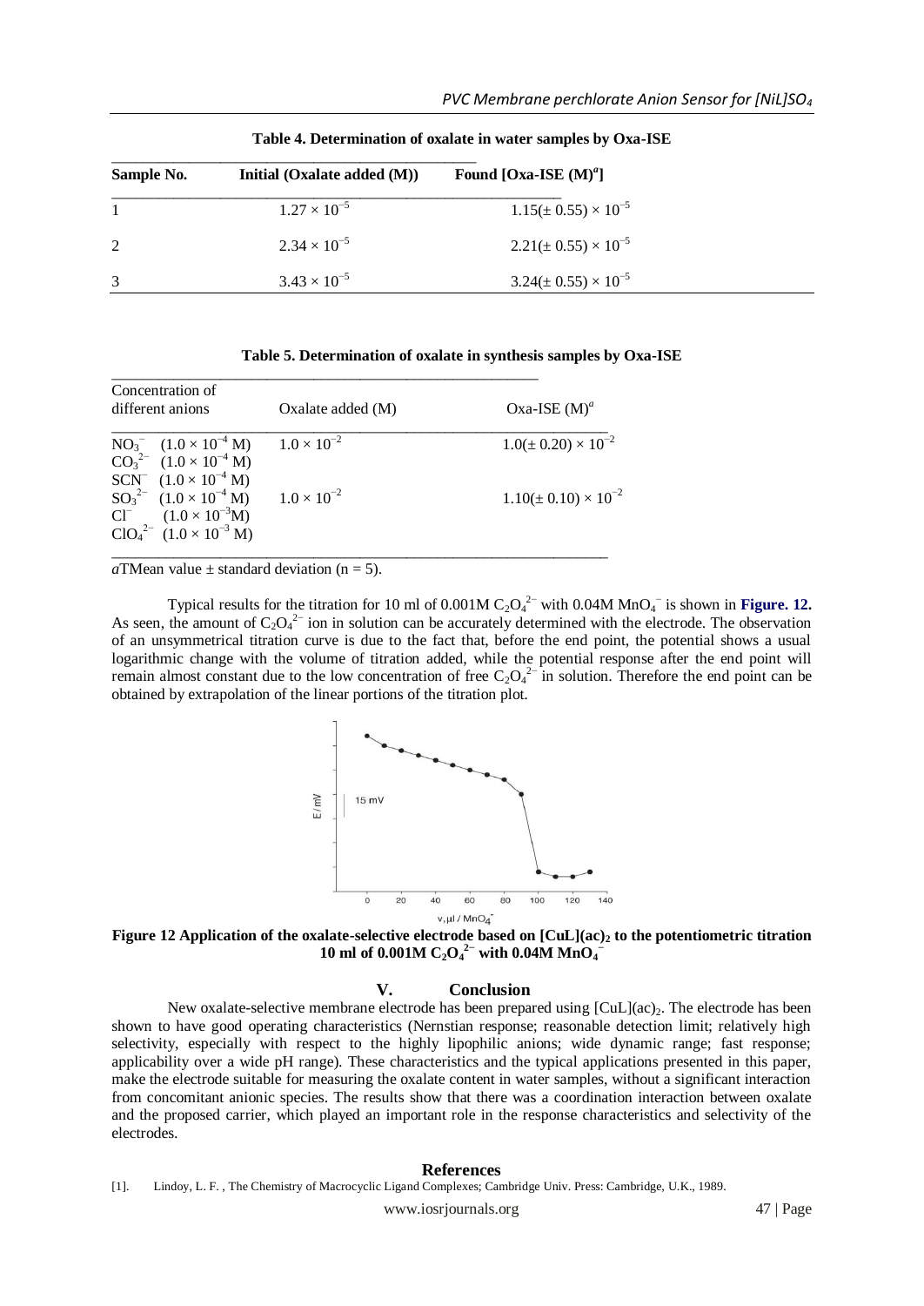**Table 4. Determination of oxalate in water samples by Oxa-ISE**

| Sample No. | Initial (Oxalate added (M)) | Found [Oxa-ISE (M)[a]] |
|---|---|---|
| 1 | $1.27 \times 10^{-5}$ | $1.15(\pm 0.55) \times 10^{-5}$ |
| 2 | $2.34 \times 10^{-5}$ | $2.21(\pm 0.55) \times 10^{-5}$ |
| 3 | $3.43 \times 10^{-5}$ | $3.24(\pm 0.55) \times 10^{-5}$ |

**Table 5. Determination of oxalate in synthesis samples by Oxa-ISE**

| Concentration of different anions | Oxalate added (M) | Oxa-ISE (M)[a] |
|---|---|---|
| $NO_3^-$ $(1.0 \times 10^{-4}$ M) $CO_3^{2-}$ $(1.0 \times 10^{-4}$ M) | $1.0 \times 10^{-2}$ | $1.0(\pm 0.20) \times 10^{-2}$ |
| $SCN^-$ $(1.0 \times 10^{-4}$ M) $SO_3^{2-}$ $(1.0 \times 10^{-4}$ M) $Cl^-$ $(1.0 \times 10^{-3}$M) $ClO_4^{2-}$ $(1.0 \times 10^{-3}$ M) | $1.0 \times 10^{-2}$ | $1.10(\pm 0.10) \times 10^{-2}$ |

*a*TMean value ± standard deviation (n = 5).

Typical results for the titration for 10 ml of 0.001M $C_2O_4^{2-}$ with 0.04M $MnO_4^-$ is shown in **Figure. 12.** As seen, the amount of $C_2O_4^{2-}$ ion in solution can be accurately determined with the electrode. The observation of an unsymmetrical titration curve is due to the fact that, before the end point, the potential shows a usual logarithmic change with the volume of titration added, while the potential response after the end point will remain almost constant due to the low concentration of free $C_2O_4^{2-}$ in solution. Therefore the end point can be obtained by extrapolation of the linear portions of the titration plot.

**Figure 12 Application of the oxalate-selective electrode based on $[CuL](ac)_2$ to the potentiometric titration 10 ml of 0.001M $C_2O_4^{2-}$ with 0.04M $MnO_4^-$**

## V. Conclusion

New oxalate-selective membrane electrode has been prepared using $[CuL](ac)_2$. The electrode has been shown to have good operating characteristics (Nernstian response; reasonable detection limit; relatively high selectivity, especially with respect to the highly lipophilic anions; wide dynamic range; fast response; applicability over a wide pH range). These characteristics and the typical applications presented in this paper, make the electrode suitable for measuring the oxalate content in water samples, without a significant interaction from concomitant anionic species. The results show that there was a coordination interaction between oxalate and the proposed carrier, which played an important role in the response characteristics and selectivity of the electrodes.

## References

[1]. Lindoy, L. F. , The Chemistry of Macrocyclic Ligand Complexes; Cambridge Univ. Press: Cambridge, U.K., 1989.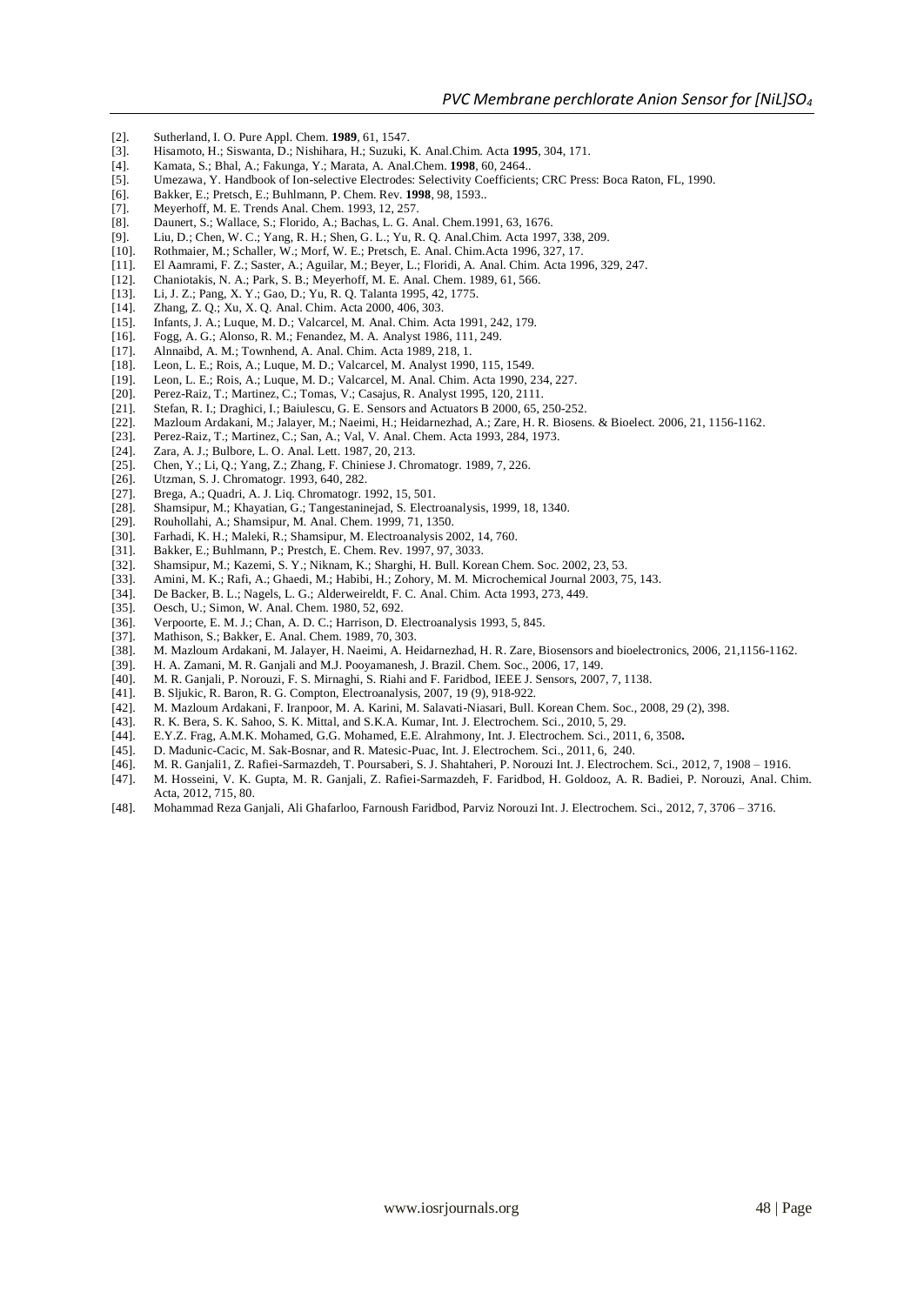[2]. Sutherland, I. O. Pure Appl. Chem. **1989**, 61, 1547.

[3]. Hisamoto, H.; Siswanta, D.; Nishihara, H.; Suzuki, K. Anal.Chim. Acta **1995**, 304, 171.

[4]. Kamata, S.; Bhal, A.; Fakunga, Y.; Marata, A. Anal.Chem. **1998**, 60, 2464..

[5]. Umezawa, Y. Handbook of Ion-selective Electrodes: Selectivity Coefficients; CRC Press: Boca Raton, FL, 1990.

[6]. Bakker, E.; Pretsch, E.; Buhlmann, P. Chem. Rev. **1998**, 98, 1593..

[7]. Meyerhoff, M. E. Trends Anal. Chem. 1993, 12, 257.

[8]. Daunert, S.; Wallace, S.; Florido, A.; Bachas, L. G. Anal. Chem.1991, 63, 1676.

[9]. Liu, D.; Chen, W. C.; Yang, R. H.; Shen, G. L.; Yu, R. Q. Anal.Chim. Acta 1997, 338, 209.

[10]. Rothmaier, M.; Schaller, W.; Morf, W. E.; Pretsch, E. Anal. Chim.Acta 1996, 327, 17.

[11]. El Aamrami, F. Z.; Saster, A.; Aguilar, M.; Beyer, L.; Floridi, A. Anal. Chim. Acta 1996, 329, 247.

[12]. Chaniotakis, N. A.; Park, S. B.; Meyerhoff, M. E. Anal. Chem. 1989, 61, 566.

[13]. Li, J. Z.; Pang, X. Y.; Gao, D.; Yu, R. Q. Talanta 1995, 42, 1775.

[14]. Zhang, Z. Q.; Xu, X. Q. Anal. Chim. Acta 2000, 406, 303.

[15]. Infants, J. A.; Luque, M. D.; Valcarcel, M. Anal. Chim. Acta 1991, 242, 179.

[16]. Fogg, A. G.; Alonso, R. M.; Fenandez, M. A. Analyst 1986, 111, 249.

[17]. Alnnaibd, A. M.; Townhend, A. Anal. Chim. Acta 1989, 218, 1.

[18]. Leon, L. E.; Rois, A.; Luque, M. D.; Valcarcel, M. Analyst 1990, 115, 1549.

[19]. Leon, L. E.; Rois, A.; Luque, M. D.; Valcarcel, M. Anal. Chim. Acta 1990, 234, 227.

[20]. Perez-Raiz, T.; Martinez, C.; Tomas, V.; Casajus, R. Analyst 1995, 120, 2111.

[21]. Stefan, R. I.; Draghici, I.; Baiulescu, G. E. Sensors and Actuators B 2000, 65, 250-252.

[22]. Mazloum Ardakani, M.; Jalayer, M.; Naeimi, H.; Heidarnezhad, A.; Zare, H. R. Biosens. & Bioelect. 2006, 21, 1156-1162.

[23]. Perez-Raiz, T.; Martinez, C.; San, A.; Val, V. Anal. Chem. Acta 1993, 284, 1973.

[24]. Zara, A. J.; Bulbore, L. O. Anal. Lett. 1987, 20, 213.

[25]. Chen, Y.; Li, Q.; Yang, Z.; Zhang, F. Chiniese J. Chromatogr. 1989, 7, 226.

[26]. Utzman, S. J. Chromatogr. 1993, 640, 282.

[27]. Brega, A.; Quadri, A. J. Liq. Chromatogr. 1992, 15, 501.

[28]. Shamsipur, M.; Khayatian, G.; Tangestaninejad, S. Electroanalysis, 1999, 18, 1340.

[29]. Rouhollahi, A.; Shamsipur, M. Anal. Chem. 1999, 71, 1350.

[30]. Farhadi, K. H.; Maleki, R.; Shamsipur, M. Electroanalysis 2002, 14, 760.

[31]. Bakker, E.; Buhlmann, P.; Prestch, E. Chem. Rev. 1997, 97, 3033.

[32]. Shamsipur, M.; Kazemi, S. Y.; Niknam, K.; Sharghi, H. Bull. Korean Chem. Soc. 2002, 23, 53.

[33]. Amini, M. K.; Rafi, A.; Ghaedi, M.; Habibi, H.; Zohory, M. M. Microchemical Journal 2003, 75, 143.

[34]. De Backer, B. L.; Nagels, L. G.; Alderweireldt, F. C. Anal. Chim. Acta 1993, 273, 449.

[35]. Oesch, U.; Simon, W. Anal. Chem. 1980, 52, 692.

[36]. Verpoorte, E. M. J.; Chan, A. D. C.; Harrison, D. Electroanalysis 1993, 5, 845.

[37]. Mathison, S.; Bakker, E. Anal. Chem. 1989, 70, 303.

[38]. M. Mazloum Ardakani, M. Jalayer, H. Naeimi, A. Heidarnezhad, H. R. Zare, Biosensors and bioelectronics, 2006, 21,1156-1162.

[39]. H. A. Zamani, M. R. Ganjali and M.J. Pooyamanesh, J. Brazil. Chem. Soc., 2006, 17, 149.

[40]. M. R. Ganjali, P. Norouzi, F. S. Mirnaghi, S. Riahi and F. Faridbod, IEEE J. Sensors, 2007, 7, 1138.

[41]. B. Sljukic, R. Baron, R. G. Compton, Electroanalysis, 2007, 19 (9), 918-922.

[42]. M. Mazloum Ardakani, F. Iranpoor, M. A. Karini, M. Salavati-Niasari, Bull. Korean Chem. Soc., 2008, 29 (2), 398.

[43]. R. K. Bera, S. K. Sahoo, S. K. Mittal, and S.K.A. Kumar, Int. J. Electrochem. Sci., 2010, 5, 29.

[44]. E.Y.Z. Frag, A.M.K. Mohamed, G.G. Mohamed, E.E. Alrahmony, Int. J. Electrochem. Sci., 2011, 6, 3508**.**

[45]. D. Madunic-Cacic, M. Sak-Bosnar, and R. Matesic-Puac, Int. J. Electrochem. Sci., 2011, 6, 240.

[46]. M. R. Ganjali1, Z. Rafiei-Sarmazdeh, T. Poursaberi, S. J. Shahtaheri, P. Norouzi Int. J. Electrochem. Sci., 2012, 7, 1908 – 1916.

[47]. M. Hosseini, V. K. Gupta, M. R. Ganjali, Z. Rafiei-Sarmazdeh, F. Faridbod, H. Goldooz, A. R. Badiei, P. Norouzi, Anal. Chim. Acta, 2012, 715, 80.

[48]. Mohammad Reza Ganjali, Ali Ghafarloo, Farnoush Faridbod, Parviz Norouzi Int. J. Electrochem. Sci., 2012, 7, 3706 – 3716.